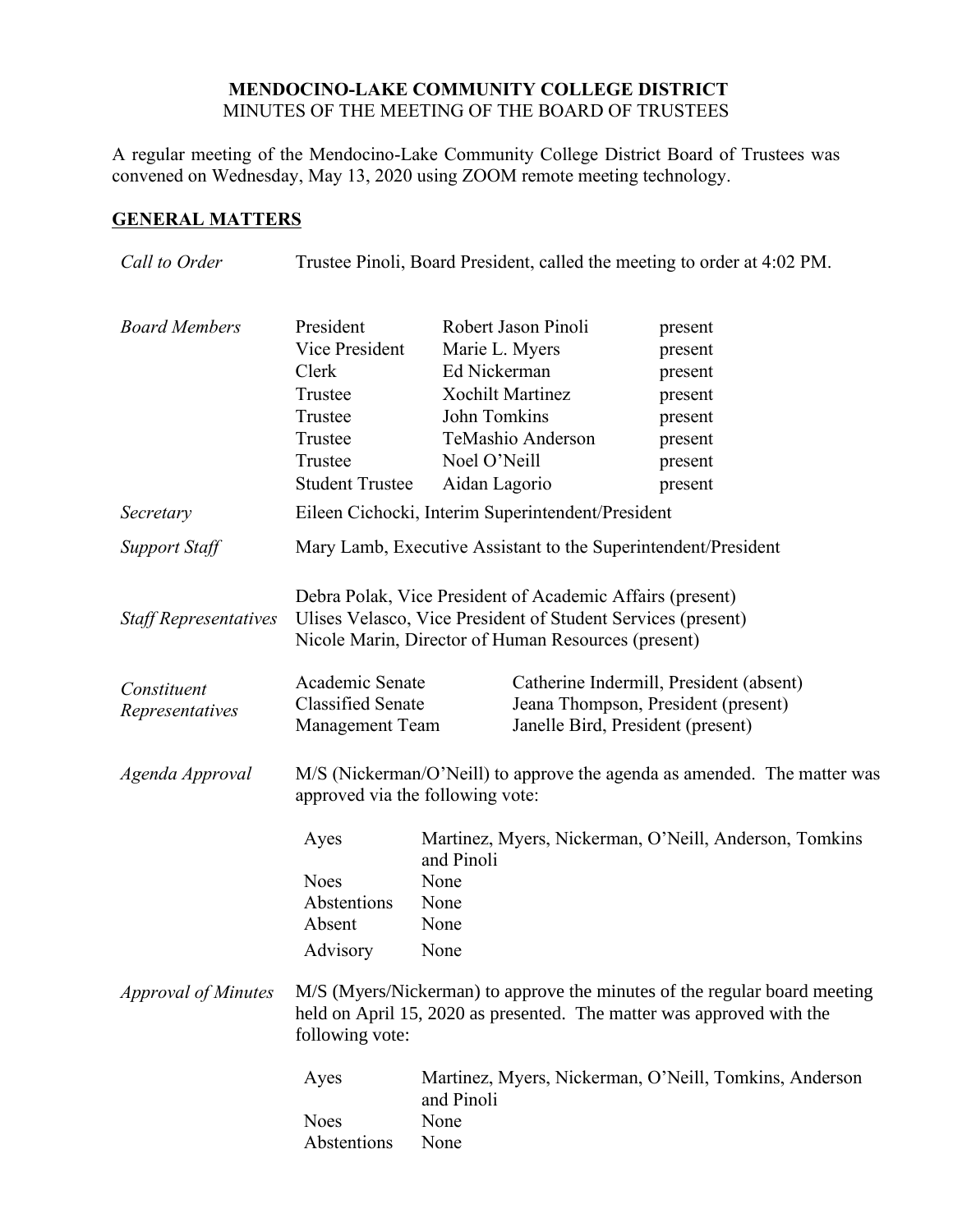**MENDOCINO-LAKE COMMUNITY COLLEGE DISTRICT**
MINUTES OF THE MEETING OF THE BOARD OF TRUSTEES

A regular meeting of the Mendocino-Lake Community College District Board of Trustees was convened on Wednesday, May 13, 2020 using ZOOM remote meeting technology.

## GENERAL MATTERS

*Call to Order* — Trustee Pinoli, Board President, called the meeting to order at 4:02 PM.

*Board Members*

| | | |
|---|---|---|
| President | Robert Jason Pinoli | present |
| Vice President | Marie L. Myers | present |
| Clerk | Ed Nickerman | present |
| Trustee | Xochilt Martinez | present |
| Trustee | John Tomkins | present |
| Trustee | TeMashio Anderson | present |
| Trustee | Noel O'Neill | present |
| Student Trustee | Aidan Lagorio | present |

*Secretary* — Eileen Cichocki, Interim Superintendent/President

*Support Staff* — Mary Lamb, Executive Assistant to the Superintendent/President

*Staff Representatives*

Debra Polak, Vice President of Academic Affairs (present)
Ulises Velasco, Vice President of Student Services (present)
Nicole Marin, Director of Human Resources (present)

*Constituent Representatives*

| | |
|---|---|
| Academic Senate | Catherine Indermill, President (absent) |
| Classified Senate | Jeana Thompson, President (present) |
| Management Team | Janelle Bird, President (present) |

*Agenda Approval* — M/S (Nickerman/O'Neill) to approve the agenda as amended. The matter was approved via the following vote:

| | |
|---|---|
| Ayes | Martinez, Myers, Nickerman, O'Neill, Anderson, Tomkins and Pinoli |
| Noes | None |
| Abstentions | None |
| Absent | None |
| Advisory | None |

*Approval of Minutes* — M/S (Myers/Nickerman) to approve the minutes of the regular board meeting held on April 15, 2020 as presented. The matter was approved with the following vote:

| | |
|---|---|
| Ayes | Martinez, Myers, Nickerman, O'Neill, Tomkins, Anderson and Pinoli |
| Noes | None |
| Abstentions | None |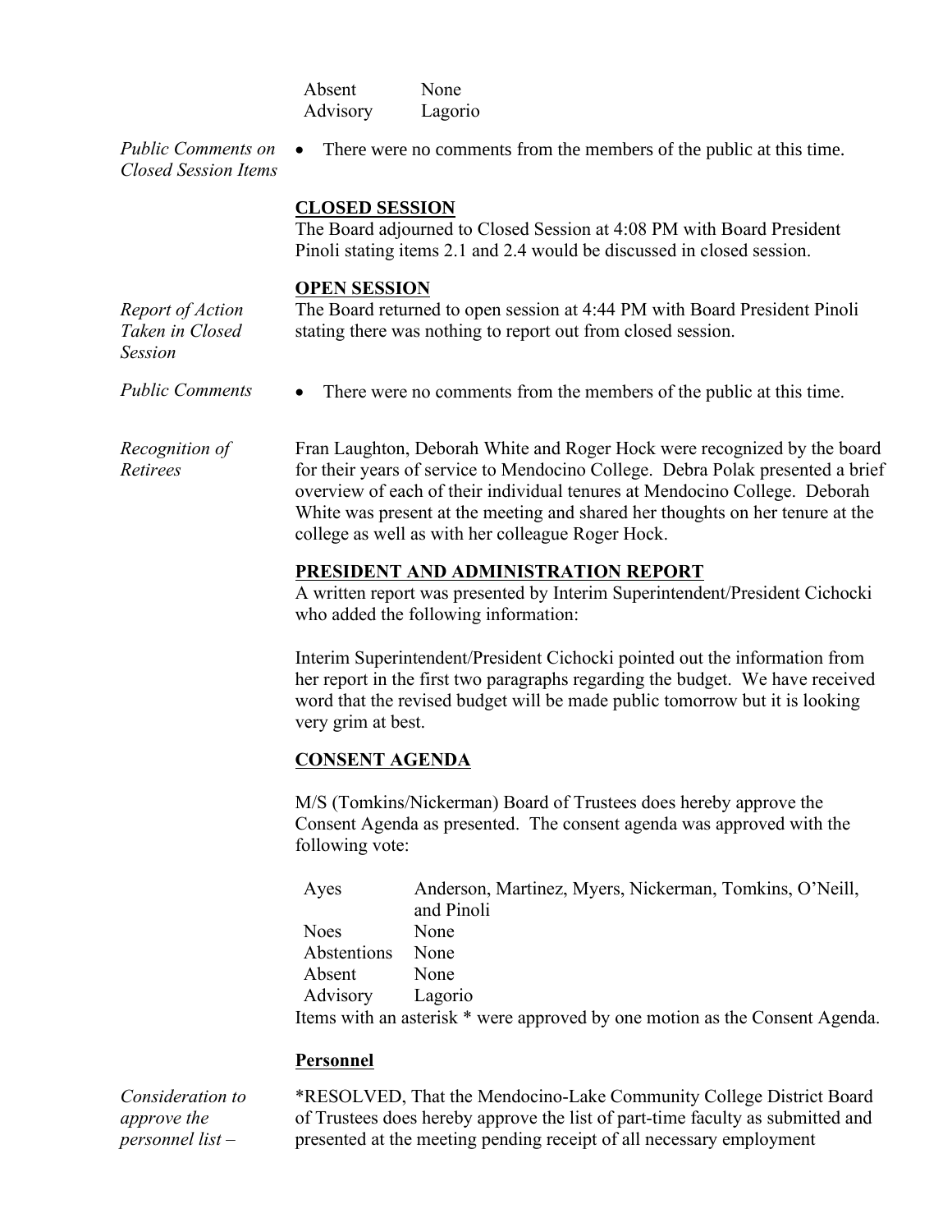| | |
|---|---|
| Absent | None |
| Advisory | Lagorio |

*Public Comments on Closed Session Items*

- There were no comments from the members of the public at this time.

**CLOSED SESSION**

The Board adjourned to Closed Session at 4:08 PM with Board President Pinoli stating items 2.1 and 2.4 would be discussed in closed session.

**OPEN SESSION**

*Report of Action Taken in Closed Session*

The Board returned to open session at 4:44 PM with Board President Pinoli stating there was nothing to report out from closed session.

*Public Comments*

- There were no comments from the members of the public at this time.

*Recognition of Retirees*

Fran Laughton, Deborah White and Roger Hock were recognized by the board for their years of service to Mendocino College. Debra Polak presented a brief overview of each of their individual tenures at Mendocino College. Deborah White was present at the meeting and shared her thoughts on her tenure at the college as well as with her colleague Roger Hock.

**PRESIDENT AND ADMINISTRATION REPORT**

A written report was presented by Interim Superintendent/President Cichocki who added the following information:

Interim Superintendent/President Cichocki pointed out the information from her report in the first two paragraphs regarding the budget. We have received word that the revised budget will be made public tomorrow but it is looking very grim at best.

**CONSENT AGENDA**

M/S (Tomkins/Nickerman) Board of Trustees does hereby approve the Consent Agenda as presented. The consent agenda was approved with the following vote:

| | |
|---|---|
| Ayes | Anderson, Martinez, Myers, Nickerman, Tomkins, O'Neill, and Pinoli |
| Noes | None |
| Abstentions | None |
| Absent | None |
| Advisory | Lagorio |

Items with an asterisk * were approved by one motion as the Consent Agenda.

**Personnel**

*Consideration to approve the personnel list –*

*RESOLVED, That the Mendocino-Lake Community College District Board of Trustees does hereby approve the list of part-time faculty as submitted and presented at the meeting pending receipt of all necessary employment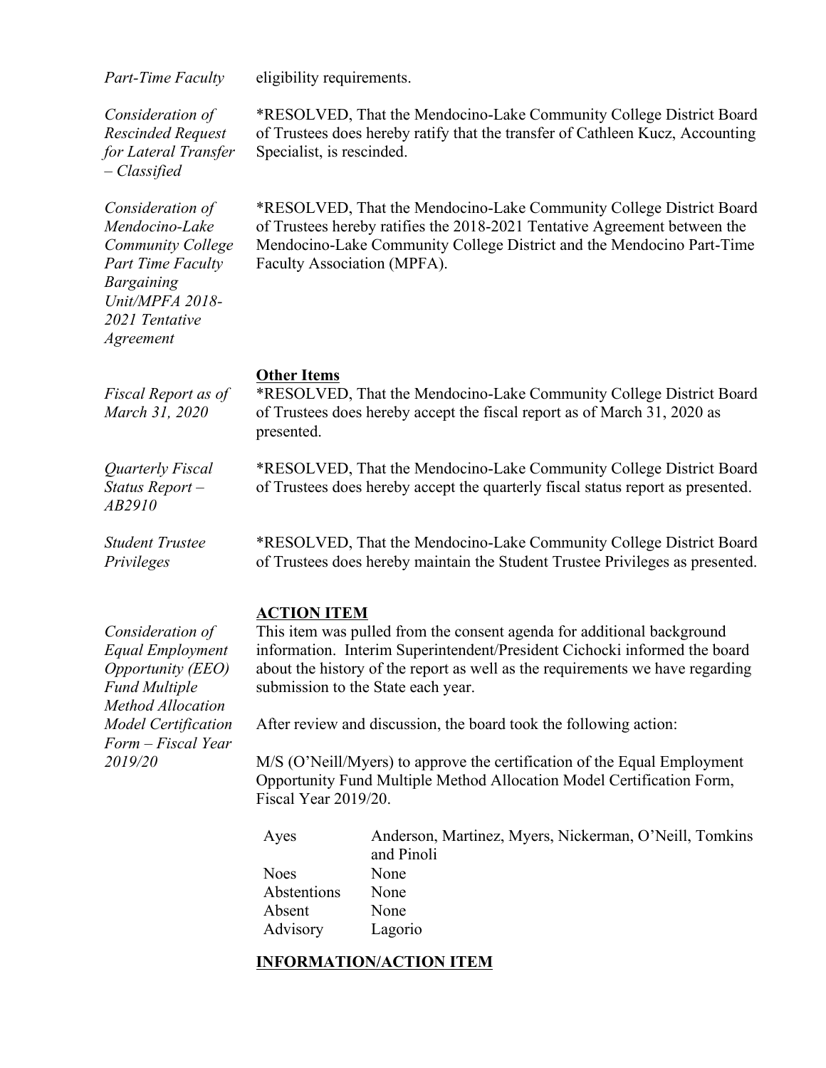*Part-Time Faculty* eligibility requirements.

*Consideration of Rescinded Request for Lateral Transfer – Classified*

*RESOLVED, That the Mendocino-Lake Community College District Board of Trustees does hereby ratify that the transfer of Cathleen Kucz, Accounting Specialist, is rescinded.

*Consideration of Mendocino-Lake Community College Part Time Faculty Bargaining Unit/MPFA 2018-2021 Tentative Agreement*

*RESOLVED, That the Mendocino-Lake Community College District Board of Trustees hereby ratifies the 2018-2021 Tentative Agreement between the Mendocino-Lake Community College District and the Mendocino Part-Time Faculty Association (MPFA).

**Other Items**

*Fiscal Report as of March 31, 2020*

*RESOLVED, That the Mendocino-Lake Community College District Board of Trustees does hereby accept the fiscal report as of March 31, 2020 as presented.

*Quarterly Fiscal Status Report – AB2910*

*RESOLVED, That the Mendocino-Lake Community College District Board of Trustees does hereby accept the quarterly fiscal status report as presented.

*Student Trustee Privileges*

*RESOLVED, That the Mendocino-Lake Community College District Board of Trustees does hereby maintain the Student Trustee Privileges as presented.

**ACTION ITEM**

*Consideration of Equal Employment Opportunity (EEO) Fund Multiple Method Allocation Model Certification Form – Fiscal Year 2019/20*

This item was pulled from the consent agenda for additional background information. Interim Superintendent/President Cichocki informed the board about the history of the report as well as the requirements we have regarding submission to the State each year.

After review and discussion, the board took the following action:

M/S (O'Neill/Myers) to approve the certification of the Equal Employment Opportunity Fund Multiple Method Allocation Model Certification Form, Fiscal Year 2019/20.

| | |
|---|---|
| Ayes | Anderson, Martinez, Myers, Nickerman, O'Neill, Tomkins and Pinoli |
| Noes | None |
| Abstentions | None |
| Absent | None |
| Advisory | Lagorio |

**INFORMATION/ACTION ITEM**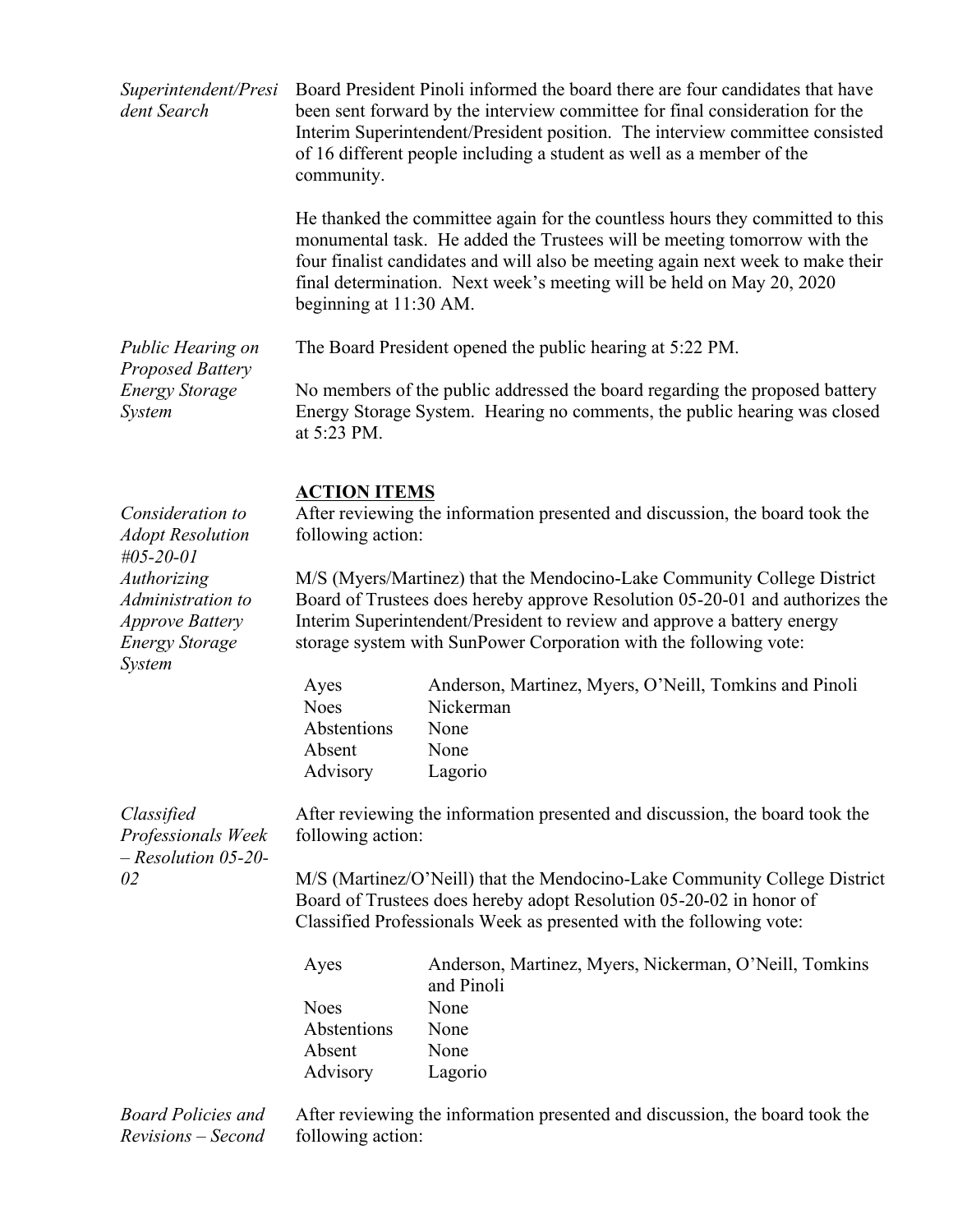*Superintendent/President Search*

Board President Pinoli informed the board there are four candidates that have been sent forward by the interview committee for final consideration for the Interim Superintendent/President position. The interview committee consisted of 16 different people including a student as well as a member of the community.

He thanked the committee again for the countless hours they committed to this monumental task. He added the Trustees will be meeting tomorrow with the four finalist candidates and will also be meeting again next week to make their final determination. Next week's meeting will be held on May 20, 2020 beginning at 11:30 AM.

*Public Hearing on Proposed Battery Energy Storage System*

The Board President opened the public hearing at 5:22 PM.

No members of the public addressed the board regarding the proposed battery Energy Storage System. Hearing no comments, the public hearing was closed at 5:23 PM.

## ACTION ITEMS

*Consideration to Adopt Resolution #05-20-01 Authorizing Administration to Approve Battery Energy Storage System*

After reviewing the information presented and discussion, the board took the following action:

M/S (Myers/Martinez) that the Mendocino-Lake Community College District Board of Trustees does hereby approve Resolution 05-20-01 and authorizes the Interim Superintendent/President to review and approve a battery energy storage system with SunPower Corporation with the following vote:

| | |
|---|---|
| Ayes | Anderson, Martinez, Myers, O'Neill, Tomkins and Pinoli |
| Noes | Nickerman |
| Abstentions | None |
| Absent | None |
| Advisory | Lagorio |

*Classified Professionals Week – Resolution 05-20-02*

After reviewing the information presented and discussion, the board took the following action:

M/S (Martinez/O'Neill) that the Mendocino-Lake Community College District Board of Trustees does hereby adopt Resolution 05-20-02 in honor of Classified Professionals Week as presented with the following vote:

| | |
|---|---|
| Ayes | Anderson, Martinez, Myers, Nickerman, O'Neill, Tomkins and Pinoli |
| Noes | None |
| Abstentions | None |
| Absent | None |
| Advisory | Lagorio |

*Board Policies and Revisions – Second*

After reviewing the information presented and discussion, the board took the following action: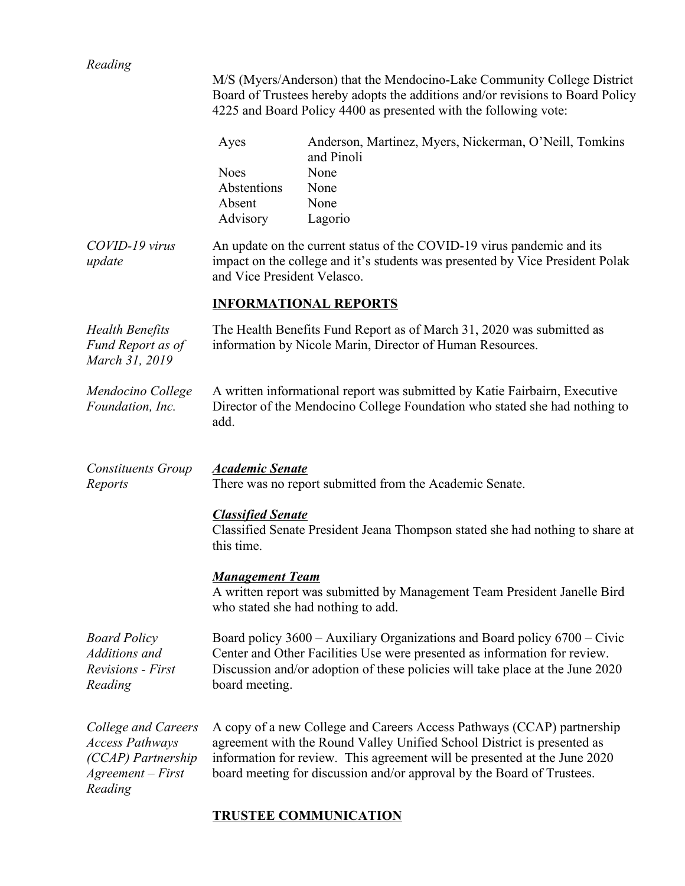*Reading*

M/S (Myers/Anderson) that the Mendocino-Lake Community College District Board of Trustees hereby adopts the additions and/or revisions to Board Policy 4225 and Board Policy 4400 as presented with the following vote:

| | |
|---|---|
| Ayes | Anderson, Martinez, Myers, Nickerman, O'Neill, Tomkins and Pinoli |
| Noes | None |
| Abstentions | None |
| Absent | None |
| Advisory | Lagorio |

*COVID-19 virus update*

An update on the current status of the COVID-19 virus pandemic and its impact on the college and it's students was presented by Vice President Polak and Vice President Velasco.

## INFORMATIONAL REPORTS

*Health Benefits Fund Report as of March 31, 2019*

The Health Benefits Fund Report as of March 31, 2020 was submitted as information by Nicole Marin, Director of Human Resources.

*Mendocino College Foundation, Inc.*

A written informational report was submitted by Katie Fairbairn, Executive Director of the Mendocino College Foundation who stated she had nothing to add.

*Constituents Group Reports*

***Academic Senate***
There was no report submitted from the Academic Senate.

***Classified Senate***
Classified Senate President Jeana Thompson stated she had nothing to share at this time.

***Management Team***
A written report was submitted by Management Team President Janelle Bird who stated she had nothing to add.

*Board Policy Additions and Revisions - First Reading*

Board policy 3600 – Auxiliary Organizations and Board policy 6700 – Civic Center and Other Facilities Use were presented as information for review. Discussion and/or adoption of these policies will take place at the June 2020 board meeting.

*College and Careers Access Pathways (CCAP) Partnership Agreement – First Reading*

A copy of a new College and Careers Access Pathways (CCAP) partnership agreement with the Round Valley Unified School District is presented as information for review. This agreement will be presented at the June 2020 board meeting for discussion and/or approval by the Board of Trustees.

## TRUSTEE COMMUNICATION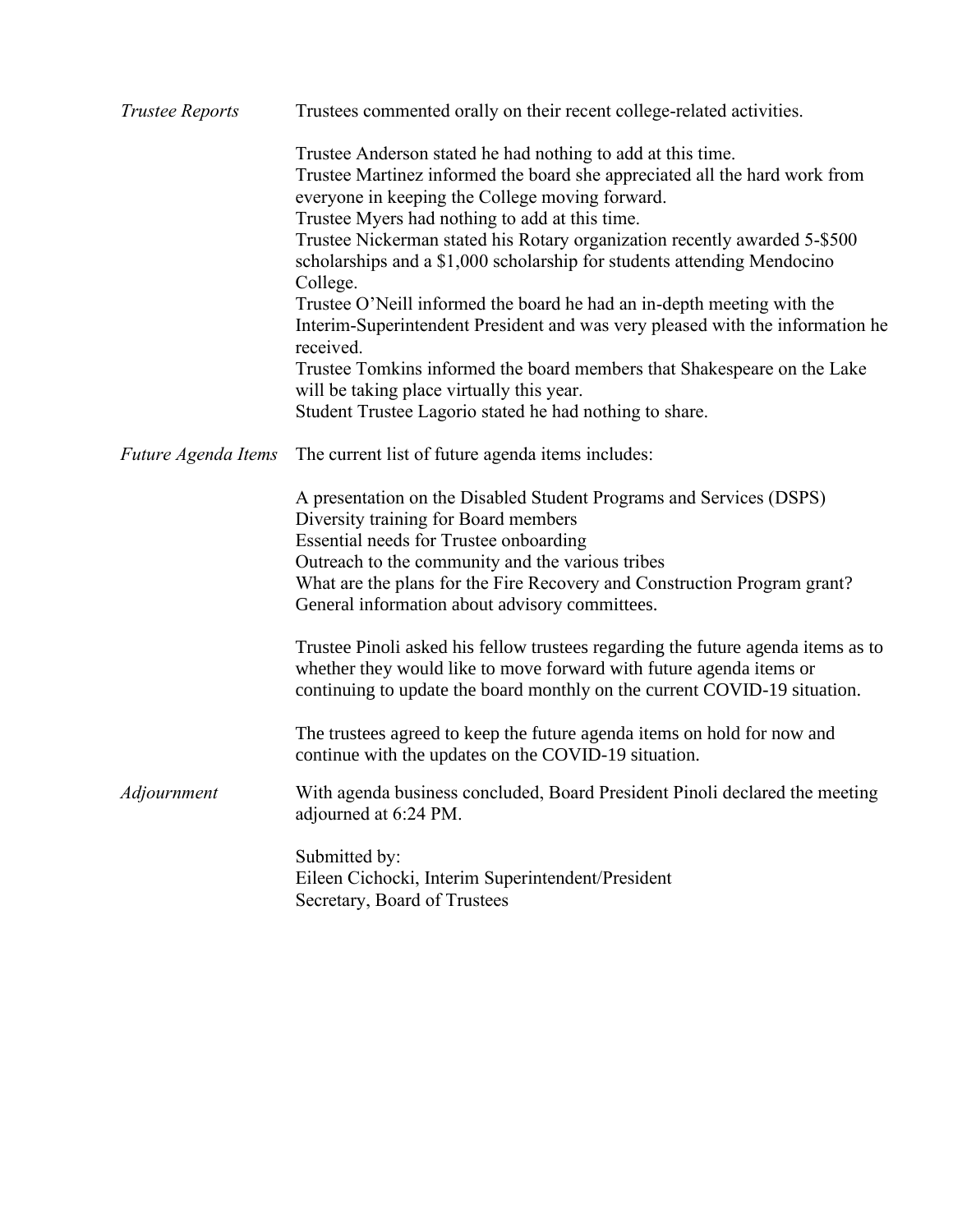*Trustee Reports*

Trustees commented orally on their recent college-related activities.

Trustee Anderson stated he had nothing to add at this time.
Trustee Martinez informed the board she appreciated all the hard work from everyone in keeping the College moving forward.
Trustee Myers had nothing to add at this time.
Trustee Nickerman stated his Rotary organization recently awarded 5-$500 scholarships and a $1,000 scholarship for students attending Mendocino College.
Trustee O'Neill informed the board he had an in-depth meeting with the Interim-Superintendent President and was very pleased with the information he received.
Trustee Tomkins informed the board members that Shakespeare on the Lake will be taking place virtually this year.
Student Trustee Lagorio stated he had nothing to share.

*Future Agenda Items*

The current list of future agenda items includes:

A presentation on the Disabled Student Programs and Services (DSPS)
Diversity training for Board members
Essential needs for Trustee onboarding
Outreach to the community and the various tribes
What are the plans for the Fire Recovery and Construction Program grant?
General information about advisory committees.

Trustee Pinoli asked his fellow trustees regarding the future agenda items as to whether they would like to move forward with future agenda items or continuing to update the board monthly on the current COVID-19 situation.

The trustees agreed to keep the future agenda items on hold for now and continue with the updates on the COVID-19 situation.

*Adjournment*

With agenda business concluded, Board President Pinoli declared the meeting adjourned at 6:24 PM.

Submitted by:
Eileen Cichocki, Interim Superintendent/President
Secretary, Board of Trustees